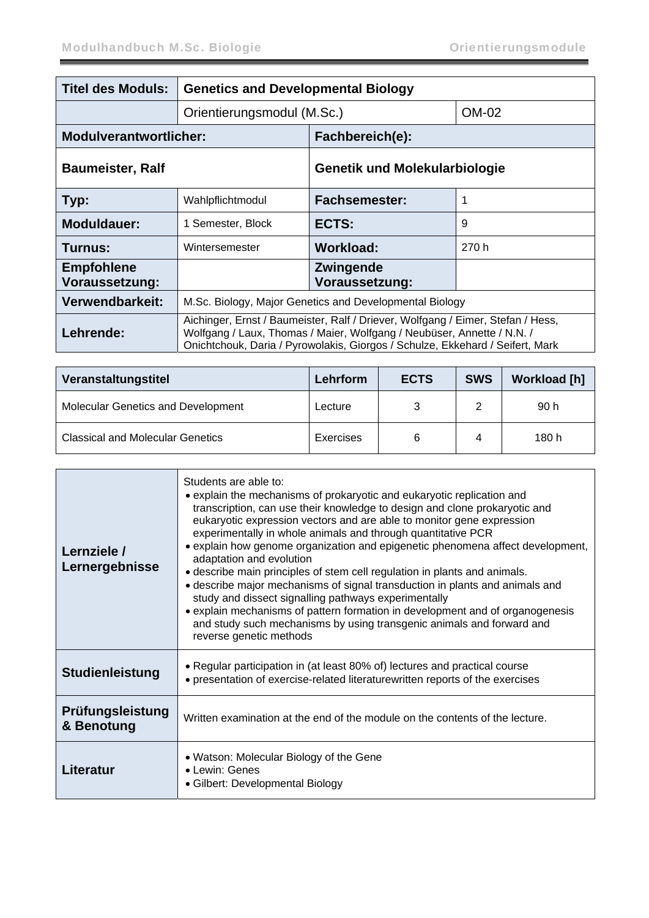| Titel des Moduls: | Genetics and Developmental Biology | | |
|---|---|---|---|
| | Orientierungsmodul (M.Sc.) | | OM-02 |
| **Modulverantwortlicher:** | | **Fachbereich(e):** | |
| **Baumeister, Ralf** | | **Genetik und Molekularbiologie** | |
| **Typ:** | Wahlpflichtmodul | **Fachsemester:** | 1 |
| **Moduldauer:** | 1 Semester, Block | **ECTS:** | 9 |
| **Turnus:** | Wintersemester | **Workload:** | 270 h |
| **Empfohlene Voraussetzung:** | | **Zwingende Voraussetzung:** | |
| **Verwendbarkeit:** | M.Sc. Biology, Major Genetics and Developmental Biology | | |
| **Lehrende:** | Aichinger, Ernst / Baumeister, Ralf / Driever, Wolfgang / Eimer, Stefan / Hess, Wolfgang / Laux, Thomas / Maier, Wolfgang / Neubüser, Annette / N.N. / Onichtchouk, Daria / Pyrowolakis, Giorgos / Schulze, Ekkehard / Seifert, Mark | | |

| Veranstaltungstitel | Lehrform | ECTS | SWS | Workload [h] |
|---|---|---|---|---|
| Molecular Genetics and Development | Lecture | 3 | 2 | 90 h |
| Classical and Molecular Genetics | Exercises | 6 | 4 | 180 h |

| | |
|---|---|
| **Lernziele / Lernergebnisse** | Students are able to:<br>• explain the mechanisms of prokaryotic and eukaryotic replication and transcription, can use their knowledge to design and clone prokaryotic and eukaryotic expression vectors and are able to monitor gene expression experimentally in whole animals and through quantitative PCR<br>• explain how genome organization and epigenetic phenomena affect development, adaptation and evolution<br>• describe main principles of stem cell regulation in plants and animals.<br>• describe major mechanisms of signal transduction in plants and animals and study and dissect signalling pathways experimentally<br>• explain mechanisms of pattern formation in development and of organogenesis and study such mechanisms by using transgenic animals and forward and reverse genetic methods |
| **Studienleistung** | • Regular participation in (at least 80% of) lectures and practical course<br>• presentation of exercise-related literaturewritten reports of the exercises |
| **Prüfungsleistung & Benotung** | Written examination at the end of the module on the contents of the lecture. |
| **Literatur** | • Watson: Molecular Biology of the Gene<br>• Lewin: Genes<br>• Gilbert: Developmental Biology |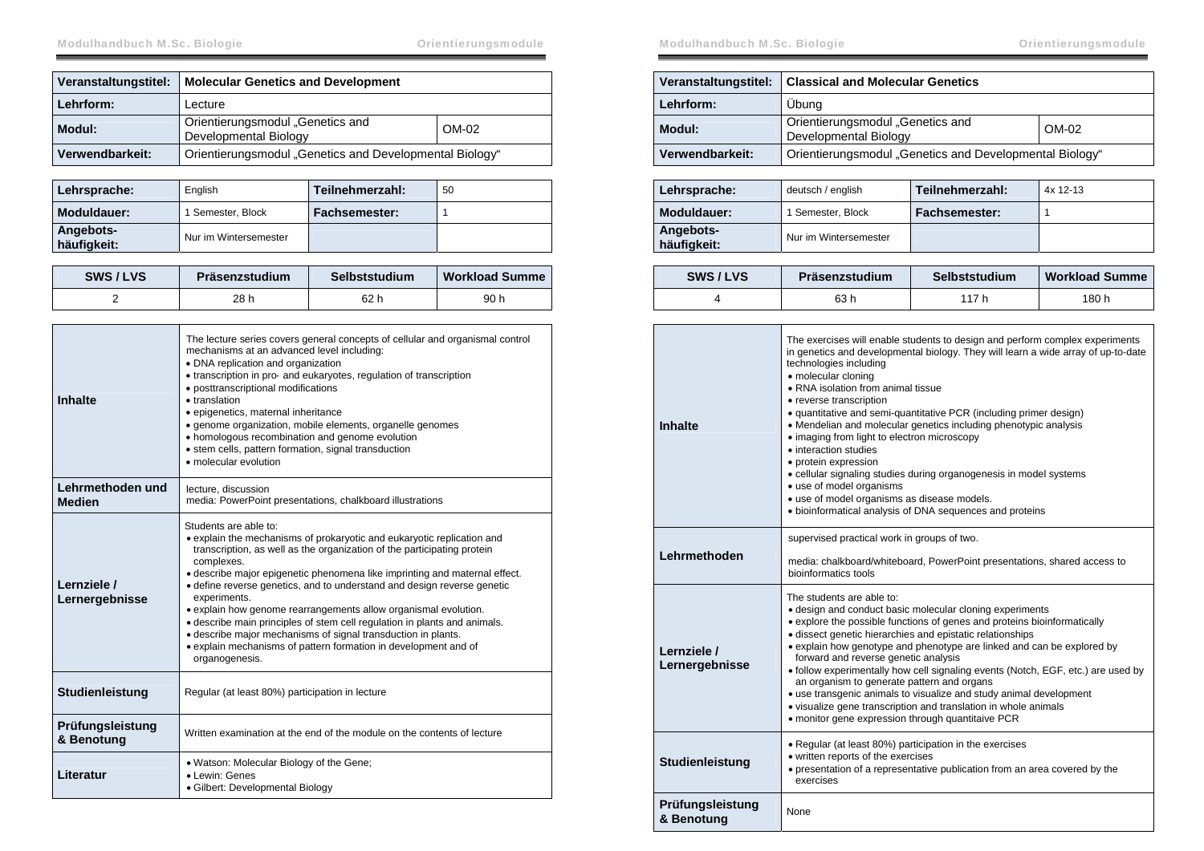| Veranstaltungstitel: | Molecular Genetics and Development | |
|---|---|---|
| Lehrform: | Lecture | |
| Modul: | Orientierungsmodul „Genetics and Developmental Biology | OM-02 |
| Verwendbarkeit: | Orientierungsmodul „Genetics and Developmental Biology“ | |

| Lehrsprache: | English | Teilnehmerzahl: | 50 |
|---|---|---|---|
| Moduldauer: | 1 Semester, Block | Fachsemester: | 1 |
| Angebots-häufigkeit: | Nur im Wintersemester | | |

| SWS / LVS | Präsenzstudium | Selbststudium | Workload Summe |
|---|---|---|---|
| 2 | 28 h | 62 h | 90 h |

| | |
|---|---|
| **Inhalte** | The lecture series covers general concepts of cellular and organismal control mechanisms at an advanced level including:<br>• DNA replication and organization<br>• transcription in pro- and eukaryotes, regulation of transcription<br>• posttranscriptional modifications<br>• translation<br>• epigenetics, maternal inheritance<br>• genome organization, mobile elements, organelle genomes<br>• homologous recombination and genome evolution<br>• stem cells, pattern formation, signal transduction<br>• molecular evolution |
| **Lehrmethoden und Medien** | lecture, discussion<br>media: PowerPoint presentations, chalkboard illustrations |
| **Lernziele / Lernergebnisse** | Students are able to:<br>• explain the mechanisms of prokaryotic and eukaryotic replication and transcription, as well as the organization of the participating protein complexes.<br>• describe major epigenetic phenomena like imprinting and maternal effect.<br>• define reverse genetics, and to understand and design reverse genetic experiments.<br>• explain how genome rearrangements allow organismal evolution.<br>• describe main principles of stem cell regulation in plants and animals.<br>• describe major mechanisms of signal transduction in plants.<br>• explain mechanisms of pattern formation in development and of organogenesis. |
| **Studienleistung** | Regular (at least 80%) participation in lecture |
| **Prüfungsleistung & Benotung** | Written examination at the end of the module on the contents of lecture |
| **Literatur** | • Watson: Molecular Biology of the Gene;<br>• Lewin: Genes<br>• Gilbert: Developmental Biology |

| Veranstaltungstitel: | Classical and Molecular Genetics | |
|---|---|---|
| Lehrform: | Übung | |
| Modul: | Orientierungsmodul „Genetics and Developmental Biology | OM-02 |
| Verwendbarkeit: | Orientierungsmodul „Genetics and Developmental Biology“ | |

| Lehrsprache: | deutsch / english | Teilnehmerzahl: | 4x 12-13 |
|---|---|---|---|
| Moduldauer: | 1 Semester, Block | Fachsemester: | 1 |
| Angebots-häufigkeit: | Nur im Wintersemester | | |

| SWS / LVS | Präsenzstudium | Selbststudium | Workload Summe |
|---|---|---|---|
| 4 | 63 h | 117 h | 180 h |

| | |
|---|---|
| **Inhalte** | The exercises will enable students to design and perform complex experiments in genetics and developmental biology. They will learn a wide array of up-to-date technologies including<br>• molecular cloning<br>• RNA isolation from animal tissue<br>• reverse transcription<br>• quantitative and semi-quantitative PCR (including primer design)<br>• Mendelian and molecular genetics including phenotypic analysis<br>• imaging from light to electron microscopy<br>• interaction studies<br>• protein expression<br>• cellular signaling studies during organogenesis in model systems<br>• use of model organisms<br>• use of model organisms as disease models.<br>• bioinformatical analysis of DNA sequences and proteins |
| **Lehrmethoden** | supervised practical work in groups of two.<br><br>media: chalkboard/whiteboard, PowerPoint presentations, shared access to bioinformatics tools |
| **Lernziele / Lernergebnisse** | The students are able to:<br>• design and conduct basic molecular cloning experiments<br>• explore the possible functions of genes and proteins bioinformatically<br>• dissect genetic hierarchies and epistatic relationships<br>• explain how genotype and phenotype are linked and can be explored by forward and reverse genetic analysis<br>• follow experimentally how cell signaling events (Notch, EGF, etc.) are used by an organism to generate pattern and organs<br>• use transgenic animals to visualize and study animal development<br>• visualize gene transcription and translation in whole animals<br>• monitor gene expression through quantitaive PCR |
| **Studienleistung** | • Regular (at least 80%) participation in the exercises<br>• written reports of the exercises<br>• presentation of a representative publication from an area covered by the exercises |
| **Prüfungsleistung & Benotung** | None |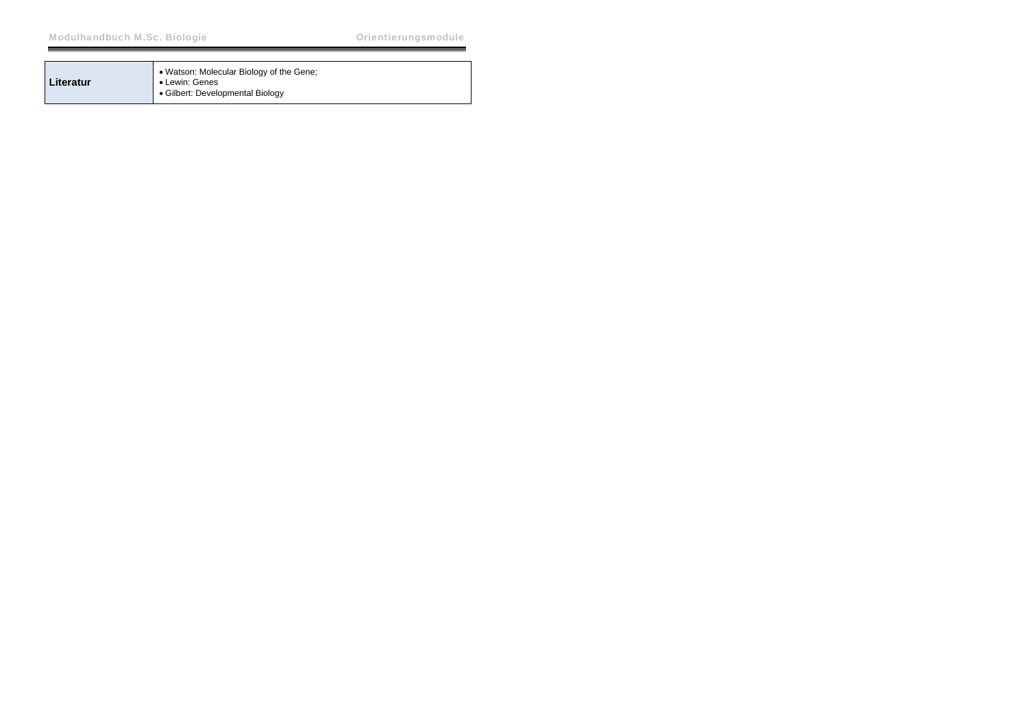| | |
|---|---|
| **Literatur** | • Watson: Molecular Biology of the Gene;<br>• Lewin: Genes<br>• Gilbert: Developmental Biology |